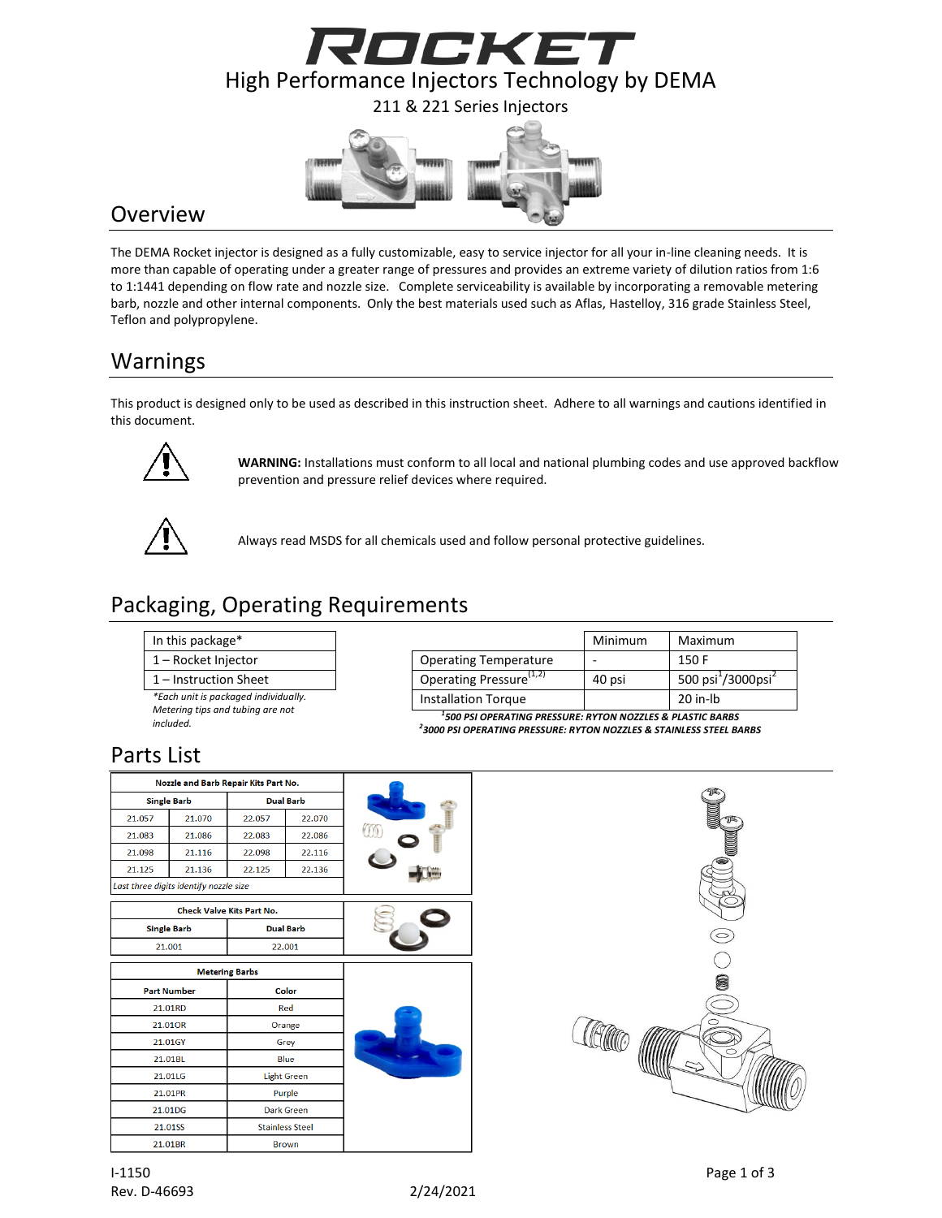# ROCKET

High Performance Injectors Technology by DEMA

211 & 221 Series Injectors

## Overview

The DEMA Rocket injector is designed as a fully customizable, easy to service injector for all your in-line cleaning needs. It is more than capable of operating under a greater range of pressures and provides an extreme variety of dilution ratios from 1:6 to 1:1441 depending on flow rate and nozzle size. Complete serviceability is available by incorporating a removable metering barb, nozzle and other internal components. Only the best materials used such as Aflas, Hastelloy, 316 grade Stainless Steel, Teflon and polypropylene.

## Warnings

This product is designed only to be used as described in this instruction sheet. Adhere to all warnings and cautions identified in this document.

**WARNING:** Installations must conform to all local and national plumbing codes and use approved backflow prevention and pressure relief devices where required.

Always read MSDS for all chemicals used and follow personal protective guidelines.

## Packaging, Operating Requirements

| In this package* |
|---|
| 1 – Rocket Injector |
| 1 – Instruction Sheet |

*\*Each unit is packaged individually. Metering tips and tubing are not included.*

| | Minimum | Maximum |
|---|---|---|
| Operating Temperature | - | 150 F |
| Operating Pressure[1,2] | 40 psi | 500 psi[1]/3000psi[2] |
| Installation Torque | | 20 in-lb |

***[1]500 PSI OPERATING PRESSURE: RYTON NOZZLES & PLASTIC BARBS***

***[2]3000 PSI OPERATING PRESSURE: RYTON NOZZLES & STAINLESS STEEL BARBS***

## Parts List

| Nozzle and Barb Repair Kits Part No. | | | |
|---|---|---|---|
| Single Barb | | Dual Barb | |
| 21.057 | 21.070 | 22.057 | 22.070 |
| 21.083 | 21.086 | 22.083 | 22.086 |
| 21.098 | 21.116 | 22.098 | 22.116 |
| 21.125 | 21.136 | 22.125 | 22.136 |

*Last three digits identify nozzle size*

| Check Valve Kits Part No. | |
|---|---|
| Single Barb | Dual Barb |
| 21.001 | 22.001 |

| Metering Barbs | |
|---|---|
| Part Number | Color |
| 21.01RD | Red |
| 21.01OR | Orange |
| 21.01GY | Grey |
| 21.01BL | Blue |
| 21.01LG | Light Green |
| 21.01PR | Purple |
| 21.01DG | Dark Green |
| 21.01SS | Stainless Steel |
| 21.01BR | Brown |

I-1150
Rev. D-46693
2/24/2021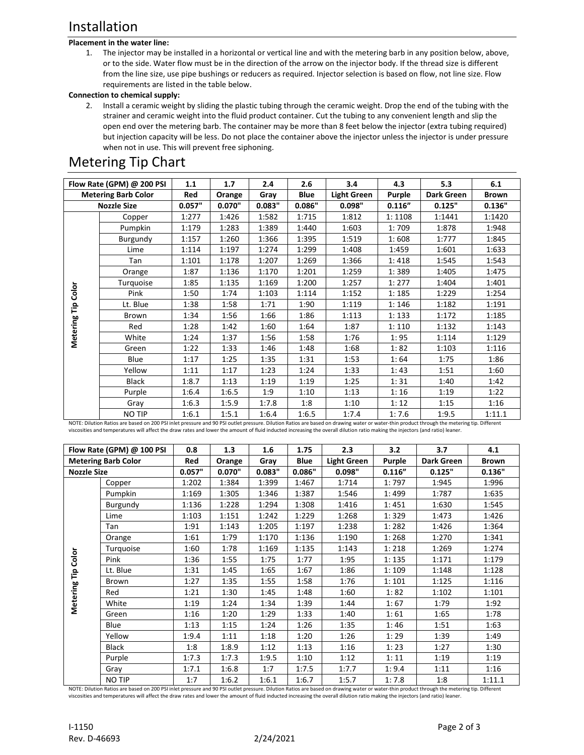# Installation

**Placement in the water line:**

1. The injector may be installed in a horizontal or vertical line and with the metering barb in any position below, above, or to the side. Water flow must be in the direction of the arrow on the injector body. If the thread size is different from the line size, use pipe bushings or reducers as required. Injector selection is based on flow, not line size. Flow requirements are listed in the table below.

**Connection to chemical supply:**

2. Install a ceramic weight by sliding the plastic tubing through the ceramic weight. Drop the end of the tubing with the strainer and ceramic weight into the fluid product container. Cut the tubing to any convenient length and slip the open end over the metering barb. The container may be more than 8 feet below the injector (extra tubing required) but injection capacity will be less. Do not place the container above the injector unless the injector is under pressure when not in use. This will prevent free siphoning.

# Metering Tip Chart

| Flow Rate (GPM) @ 200 PSI | | 1.1 | 1.7 | 2.4 | 2.6 | 3.4 | 4.3 | 5.3 | 6.1 |
|---|---|---|---|---|---|---|---|---|---|
| **Metering Barb Color** | | **Red** | **Orange** | **Gray** | **Blue** | **Light Green** | **Purple** | **Dark Green** | **Brown** |
| **Nozzle Size** | | **0.057"** | **0.070"** | **0.083"** | **0.086"** | **0.098"** | **0.116"** | **0.125"** | **0.136"** |
| **Metering Tip Color** | Copper | 1:277 | 1:426 | 1:582 | 1:715 | 1:812 | 1: 1108 | 1:1441 | 1:1420 |
| | Pumpkin | 1:179 | 1:283 | 1:389 | 1:440 | 1:603 | 1: 709 | 1:878 | 1:948 |
| | Burgundy | 1:157 | 1:260 | 1:366 | 1:395 | 1:519 | 1: 608 | 1:777 | 1:845 |
| | Lime | 1:114 | 1:197 | 1:274 | 1:299 | 1:408 | 1:459 | 1:601 | 1:633 |
| | Tan | 1:101 | 1:178 | 1:207 | 1:269 | 1:366 | 1: 418 | 1:545 | 1:543 |
| | Orange | 1:87 | 1:136 | 1:170 | 1:201 | 1:259 | 1: 389 | 1:405 | 1:475 |
| | Turquoise | 1:85 | 1:135 | 1:169 | 1:200 | 1:257 | 1: 277 | 1:404 | 1:401 |
| | Pink | 1:50 | 1:74 | 1:103 | 1:114 | 1:152 | 1: 185 | 1:229 | 1:254 |
| | Lt. Blue | 1:38 | 1:58 | 1:71 | 1:90 | 1:119 | 1: 146 | 1:182 | 1:191 |
| | Brown | 1:34 | 1:56 | 1:66 | 1:86 | 1:113 | 1: 133 | 1:172 | 1:185 |
| | Red | 1:28 | 1:42 | 1:60 | 1:64 | 1:87 | 1: 110 | 1:132 | 1:143 |
| | White | 1:24 | 1:37 | 1:56 | 1:58 | 1:76 | 1: 95 | 1:114 | 1:129 |
| | Green | 1:22 | 1:33 | 1:46 | 1:48 | 1:68 | 1: 82 | 1:103 | 1:116 |
| | Blue | 1:17 | 1:25 | 1:35 | 1:31 | 1:53 | 1: 64 | 1:75 | 1:86 |
| | Yellow | 1:11 | 1:17 | 1:23 | 1:24 | 1:33 | 1: 43 | 1:51 | 1:60 |
| | Black | 1:8.7 | 1:13 | 1:19 | 1:19 | 1:25 | 1: 31 | 1:40 | 1:42 |
| | Purple | 1:6.4 | 1:6.5 | 1:9 | 1:10 | 1:13 | 1: 16 | 1:19 | 1:22 |
| | Gray | 1:6.3 | 1:5.9 | 1:7.8 | 1:8 | 1:10 | 1: 12 | 1:15 | 1:16 |
| | NO TIP | 1:6.1 | 1:5.1 | 1:6.4 | 1:6.5 | 1:7.4 | 1: 7.6 | 1:9.5 | 1:11.1 |

NOTE: Dilution Ratios are based on 200 PSI inlet pressure and 90 PSI outlet pressure. Dilution Ratios are based on drawing water or water-thin product through the metering tip. Different viscosities and temperatures will affect the draw rates and lower the amount of fluid inducted increasing the overall dilution ratio making the injectors (and ratio) leaner.

| Flow Rate (GPM) @ 100 PSI | | 0.8 | 1.3 | 1.6 | 1.75 | 2.3 | 3.2 | 3.7 | 4.1 |
|---|---|---|---|---|---|---|---|---|---|
| **Metering Barb Color** | | **Red** | **Orange** | **Gray** | **Blue** | **Light Green** | **Purple** | **Dark Green** | **Brown** |
| **Nozzle Size** | | **0.057"** | **0.070"** | **0.083"** | **0.086"** | **0.098"** | **0.116"** | **0.125"** | **0.136"** |
| **Metering Tip Color** | Copper | 1:202 | 1:384 | 1:399 | 1:467 | 1:714 | 1: 797 | 1:945 | 1:996 |
| | Pumpkin | 1:169 | 1:305 | 1:346 | 1:387 | 1:546 | 1: 499 | 1:787 | 1:635 |
| | Burgundy | 1:136 | 1:228 | 1:294 | 1:308 | 1:416 | 1: 451 | 1:630 | 1:545 |
| | Lime | 1:103 | 1:151 | 1:242 | 1:229 | 1:268 | 1: 329 | 1:473 | 1:426 |
| | Tan | 1:91 | 1:143 | 1:205 | 1:197 | 1:238 | 1: 282 | 1:426 | 1:364 |
| | Orange | 1:61 | 1:79 | 1:170 | 1:136 | 1:190 | 1: 268 | 1:270 | 1:341 |
| | Turquoise | 1:60 | 1:78 | 1:169 | 1:135 | 1:143 | 1: 218 | 1:269 | 1:274 |
| | Pink | 1:36 | 1:55 | 1:75 | 1:77 | 1:95 | 1: 135 | 1:171 | 1:179 |
| | Lt. Blue | 1:31 | 1:45 | 1:65 | 1:67 | 1:86 | 1: 109 | 1:148 | 1:128 |
| | Brown | 1:27 | 1:35 | 1:55 | 1:58 | 1:76 | 1: 101 | 1:125 | 1:116 |
| | Red | 1:21 | 1:30 | 1:45 | 1:48 | 1:60 | 1: 82 | 1:102 | 1:101 |
| | White | 1:19 | 1:24 | 1:34 | 1:39 | 1:44 | 1: 67 | 1:79 | 1:92 |
| | Green | 1:16 | 1:20 | 1:29 | 1:33 | 1:40 | 1: 61 | 1:65 | 1:78 |
| | Blue | 1:13 | 1:15 | 1:24 | 1:26 | 1:35 | 1: 46 | 1:51 | 1:63 |
| | Yellow | 1:9.4 | 1:11 | 1:18 | 1:20 | 1:26 | 1: 29 | 1:39 | 1:49 |
| | Black | 1:8 | 1:8.9 | 1:12 | 1:13 | 1:16 | 1: 23 | 1:27 | 1:30 |
| | Purple | 1:7.3 | 1:7.3 | 1:9.5 | 1:10 | 1:12 | 1: 11 | 1:19 | 1:19 |
| | Gray | 1:7.1 | 1:6.8 | 1:7 | 1:7.5 | 1:7.7 | 1: 9.4 | 1:11 | 1:16 |
| | NO TIP | 1:7 | 1:6.2 | 1:6.1 | 1:6.7 | 1:5.7 | 1: 7.8 | 1:8 | 1:11.1 |

NOTE: Dilution Ratios are based on 200 PSI inlet pressure and 90 PSI outlet pressure. Dilution Ratios are based on drawing water or water-thin product through the metering tip. Different viscosities and temperatures will affect the draw rates and lower the amount of fluid inducted increasing the overall dilution ratio making the injectors (and ratio) leaner.

I-1150
Rev. D-46693 2/24/2021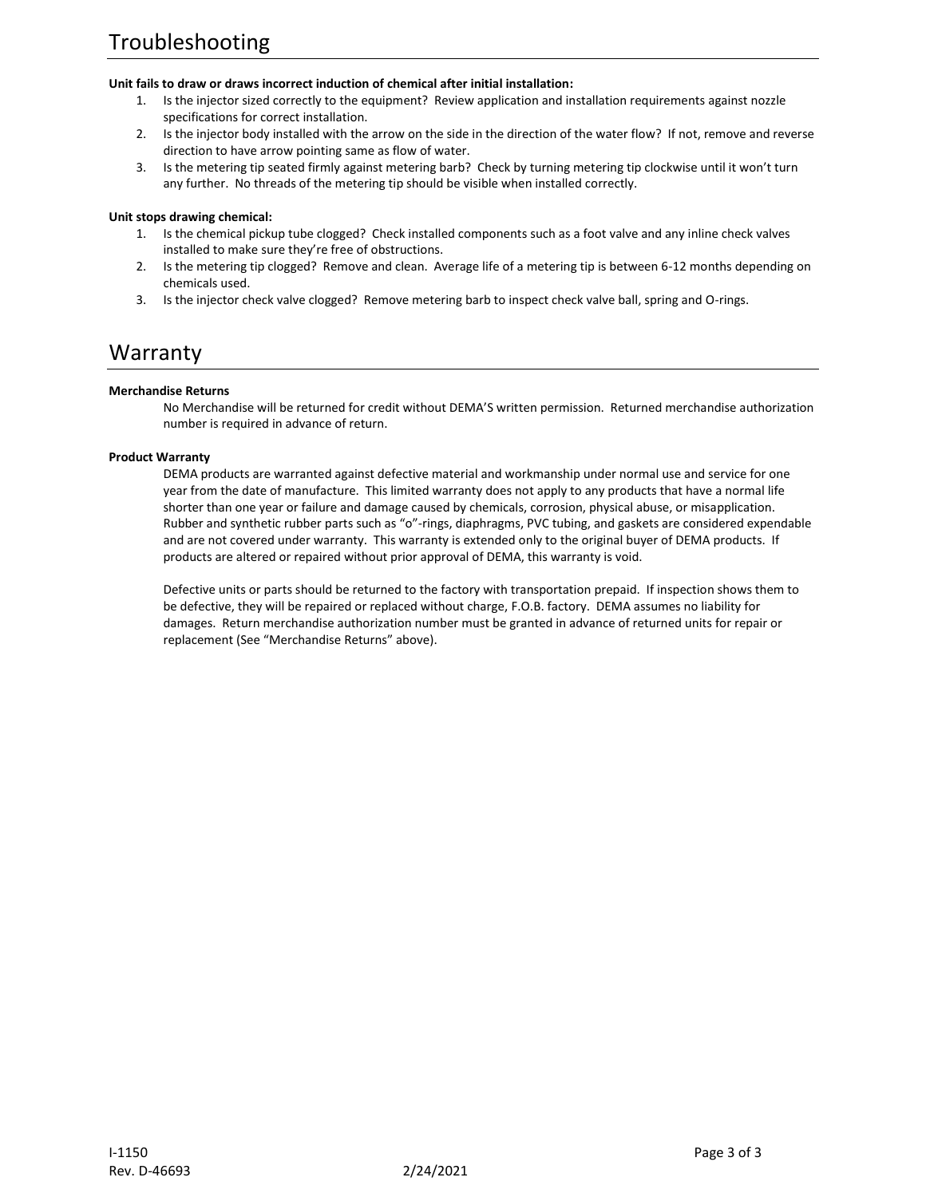# Troubleshooting

**Unit fails to draw or draws incorrect induction of chemical after initial installation:**

1. Is the injector sized correctly to the equipment? Review application and installation requirements against nozzle specifications for correct installation.
2. Is the injector body installed with the arrow on the side in the direction of the water flow? If not, remove and reverse direction to have arrow pointing same as flow of water.
3. Is the metering tip seated firmly against metering barb? Check by turning metering tip clockwise until it won't turn any further. No threads of the metering tip should be visible when installed correctly.

**Unit stops drawing chemical:**

1. Is the chemical pickup tube clogged? Check installed components such as a foot valve and any inline check valves installed to make sure they're free of obstructions.
2. Is the metering tip clogged? Remove and clean. Average life of a metering tip is between 6-12 months depending on chemicals used.
3. Is the injector check valve clogged? Remove metering barb to inspect check valve ball, spring and O-rings.

# Warranty

**Merchandise Returns**

No Merchandise will be returned for credit without DEMA'S written permission. Returned merchandise authorization number is required in advance of return.

**Product Warranty**

DEMA products are warranted against defective material and workmanship under normal use and service for one year from the date of manufacture. This limited warranty does not apply to any products that have a normal life shorter than one year or failure and damage caused by chemicals, corrosion, physical abuse, or misapplication. Rubber and synthetic rubber parts such as "o"-rings, diaphragms, PVC tubing, and gaskets are considered expendable and are not covered under warranty. This warranty is extended only to the original buyer of DEMA products. If products are altered or repaired without prior approval of DEMA, this warranty is void.

Defective units or parts should be returned to the factory with transportation prepaid. If inspection shows them to be defective, they will be repaired or replaced without charge, F.O.B. factory. DEMA assumes no liability for damages. Return merchandise authorization number must be granted in advance of returned units for repair or replacement (See "Merchandise Returns" above).

I-1150
Rev. D-46693 2/24/2021